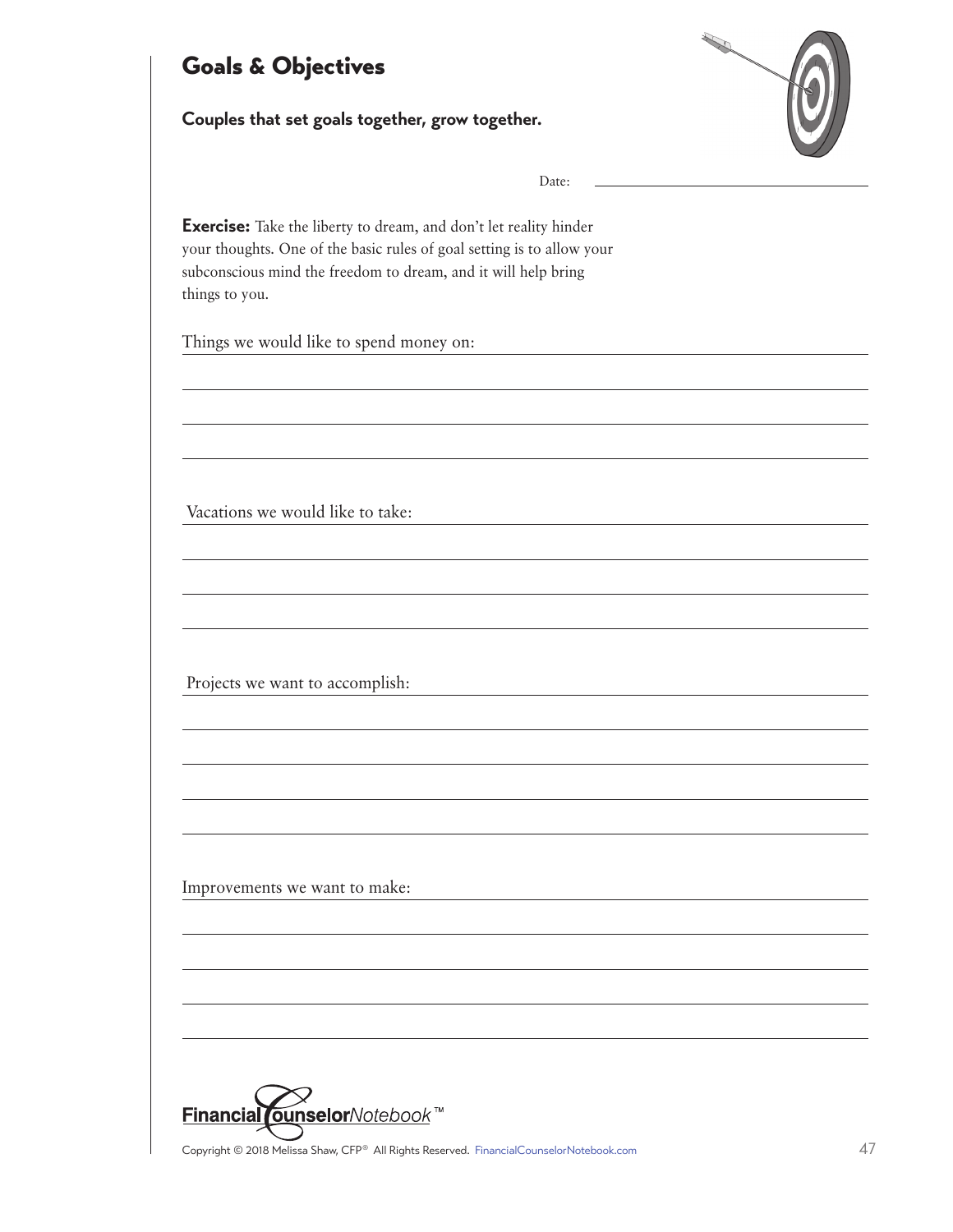# Goals & Objectives

**Couples that set goals together, grow together.**

Date: ______________________

**Exercise:** Take the liberty to dream, and don't let reality hinder your thoughts. One of the basic rules of goal setting is to allow your subconscious mind the freedom to dream, and it will help bring things to you.

Things we would like to spend money on: ______________________

______________________

______________________

______________________

Vacations we would like to take: ______________________

______________________

______________________

______________________

Projects we want to accomplish: ______________________

______________________

______________________

______________________

______________________

Improvements we want to make: ______________________

______________________

______________________

______________________

______________________

FinancialCounselorNotebook™

Copyright © 2018 Melissa Shaw, CFP® All Rights Reserved. FinancialCounselorNotebook.com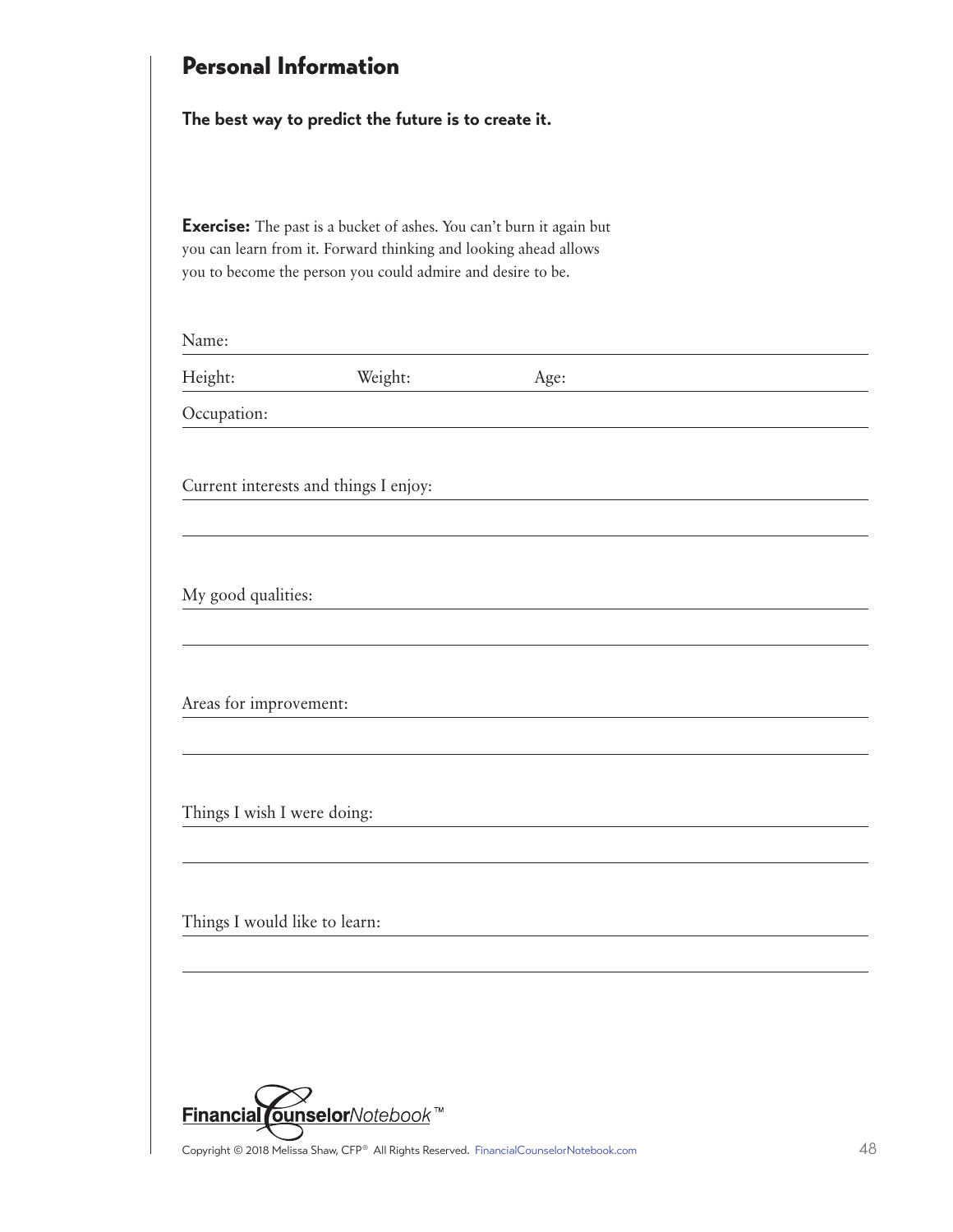## Personal Information

**The best way to predict the future is to create it.**

**Exercise:** The past is a bucket of ashes. You can't burn it again but you can learn from it. Forward thinking and looking ahead allows you to become the person you could admire and desire to be.

Name:

Height: Weight: Age:

Occupation:

Current interests and things I enjoy:

My good qualities:

Areas for improvement:

Things I wish I were doing:

Things I would like to learn:

Copyright © 2018 Melissa Shaw, CFP® All Rights Reserved. FinancialCounselorNotebook.com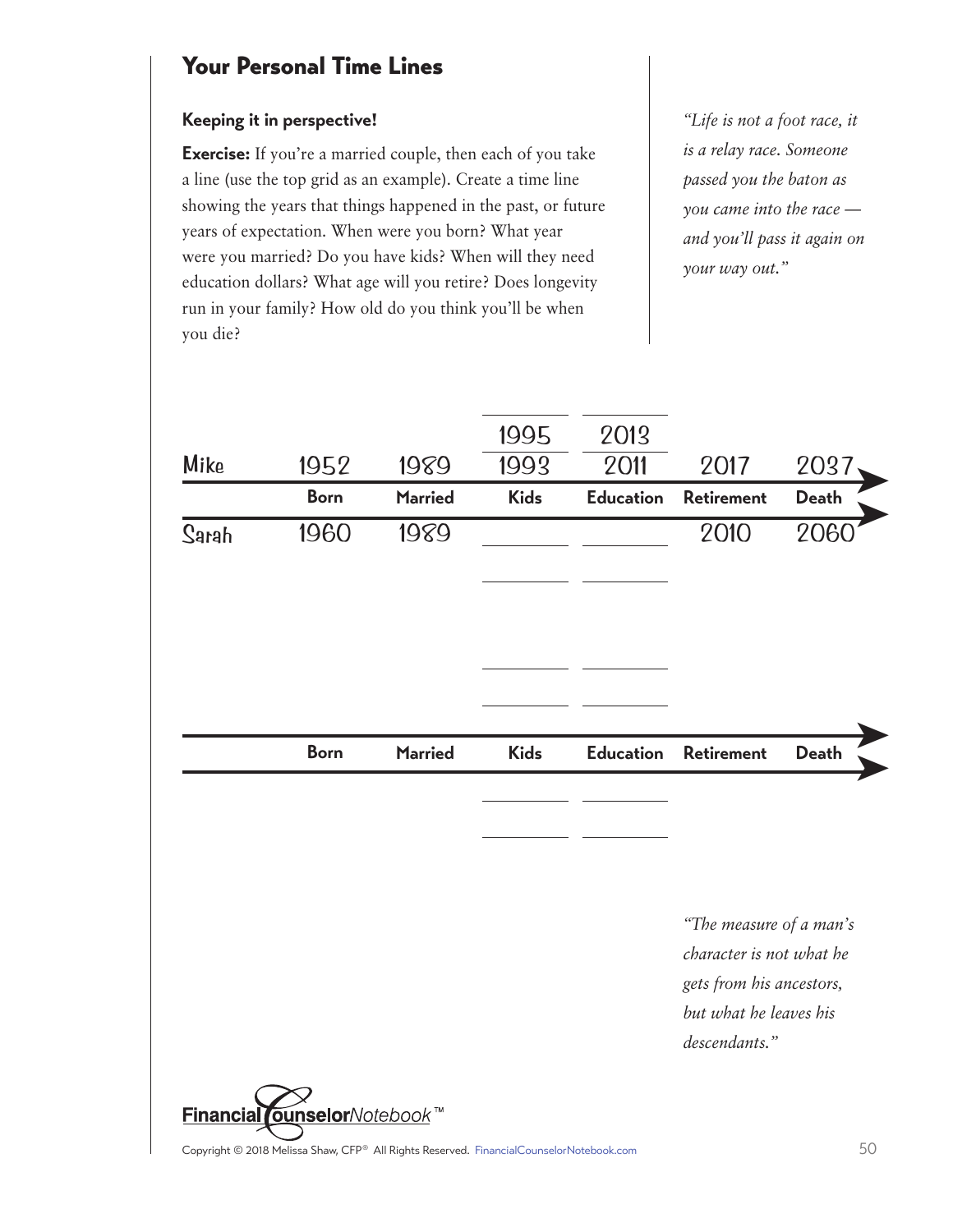## Your Personal Time Lines

### Keeping it in perspective!

**Exercise:** If you're a married couple, then each of you take a line (use the top grid as an example). Create a time line showing the years that things happened in the past, or future years of expectation. When were you born? What year were you married? Do you have kids? When will they need education dollars? What age will you retire? Does longevity run in your family? How old do you think you'll be when you die?

*"Life is not a foot race, it is a relay race. Someone passed you the baton as you came into the race — and you'll pass it again on your way out."*

| | Born | Married | Kids | Education | Retirement | Death |
|---|---|---|---|---|---|---|
| Mike | 1952 | 1989 | 1993 / 1995 | 2011 / 2013 | 2017 | 2037 |
| Sarah | 1960 | 1989 | | | 2010 | 2060 |

| | Born | Married | Kids | Education | Retirement | Death |
|---|---|---|---|---|---|---|
| | | | | | | |
| | | | | | | |

*"The measure of a man's character is not what he gets from his ancestors, but what he leaves his descendants."*

Financial Counselor Notebook™

Copyright © 2018 Melissa Shaw, CFP® All Rights Reserved. FinancialCounselorNotebook.com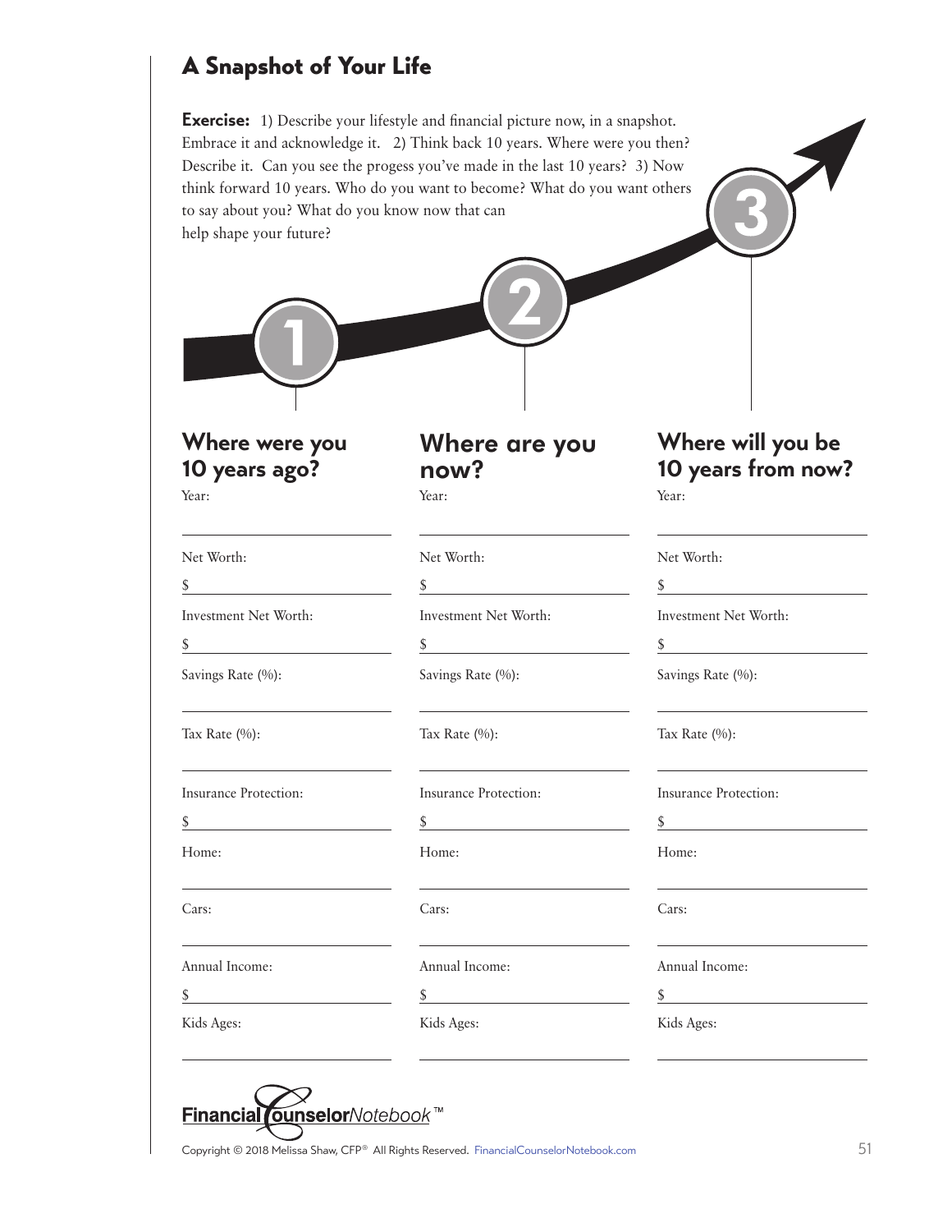# A Snapshot of Your Life

**Exercise:** 1) Describe your lifestyle and financial picture now, in a snapshot. Embrace it and acknowledge it. 2) Think back 10 years. Where were you then? Describe it. Can you see the progess you've made in the last 10 years? 3) Now think forward 10 years. Who do you want to become? What do you want others to say about you? What do you know now that can help shape your future?

1

2

3

| 1 | 2 | 3 |
|---|---|---|
| **Where were you 10 years ago?** | **Where are you now?** | **Where will you be 10 years from now?** |
| Year: | Year: | Year: |
| Net Worth: $ | Net Worth: $ | Net Worth: $ |
| Investment Net Worth: $ | Investment Net Worth: $ | Investment Net Worth: $ |
| Savings Rate (%): | Savings Rate (%): | Savings Rate (%): |
| Tax Rate (%): | Tax Rate (%): | Tax Rate (%): |
| Insurance Protection: $ | Insurance Protection: $ | Insurance Protection: $ |
| Home: | Home: | Home: |
| Cars: | Cars: | Cars: |
| Annual Income: $ | Annual Income: $ | Annual Income: $ |
| Kids Ages: | Kids Ages: | Kids Ages: |

FinancialCounselorNotebook™

Copyright © 2018 Melissa Shaw, CFP® All Rights Reserved. FinancialCounselorNotebook.com